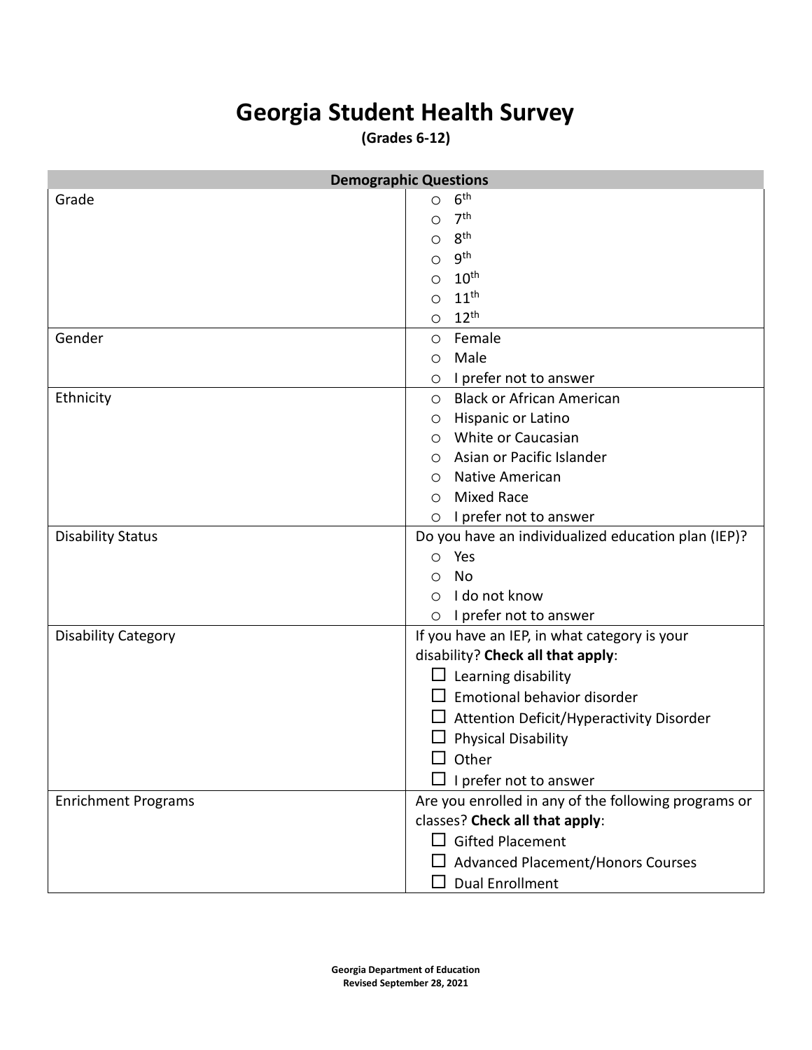# Georgia Student Health Survey

**(Grades 6-12)**

| Demographic Questions | |
|---|---|
| Grade | ○ 6th<br>○ 7th<br>○ 8th<br>○ 9th<br>○ 10th<br>○ 11th<br>○ 12th |
| Gender | ○ Female<br>○ Male<br>○ I prefer not to answer |
| Ethnicity | ○ Black or African American<br>○ Hispanic or Latino<br>○ White or Caucasian<br>○ Asian or Pacific Islander<br>○ Native American<br>○ Mixed Race<br>○ I prefer not to answer |
| Disability Status | Do you have an individualized education plan (IEP)?<br>○ Yes<br>○ No<br>○ I do not know<br>○ I prefer not to answer |
| Disability Category | If you have an IEP, in what category is your disability? **Check all that apply**:<br>☐ Learning disability<br>☐ Emotional behavior disorder<br>☐ Attention Deficit/Hyperactivity Disorder<br>☐ Physical Disability<br>☐ Other<br>☐ I prefer not to answer |
| Enrichment Programs | Are you enrolled in any of the following programs or classes? **Check all that apply**:<br>☐ Gifted Placement<br>☐ Advanced Placement/Honors Courses<br>☐ Dual Enrollment |

**Georgia Department of Education**
**Revised September 28, 2021**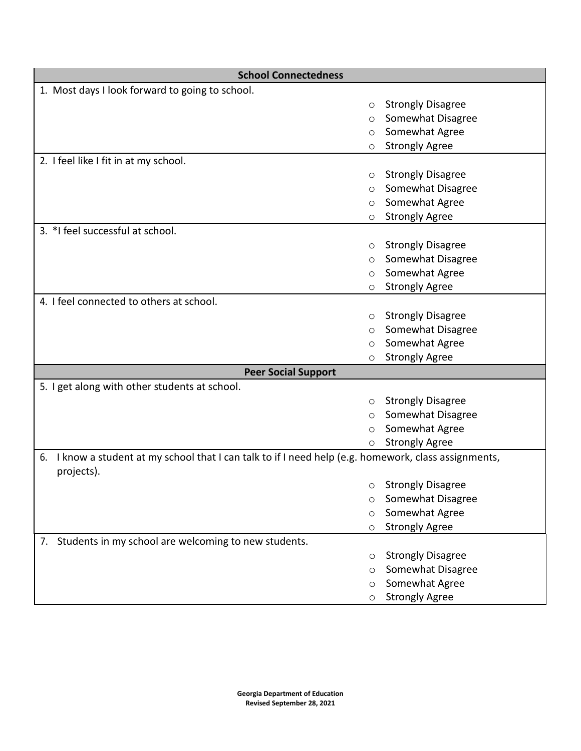## School Connectedness

1. Most days I look forward to going to school.
   - ○ Strongly Disagree
   - ○ Somewhat Disagree
   - ○ Somewhat Agree
   - ○ Strongly Agree

2. I feel like I fit in at my school.
   - ○ Strongly Disagree
   - ○ Somewhat Disagree
   - ○ Somewhat Agree
   - ○ Strongly Agree

3. *I feel successful at school.
   - ○ Strongly Disagree
   - ○ Somewhat Disagree
   - ○ Somewhat Agree
   - ○ Strongly Agree

4. I feel connected to others at school.
   - ○ Strongly Disagree
   - ○ Somewhat Disagree
   - ○ Somewhat Agree
   - ○ Strongly Agree

## Peer Social Support

5. I get along with other students at school.
   - ○ Strongly Disagree
   - ○ Somewhat Disagree
   - ○ Somewhat Agree
   - ○ Strongly Agree

6. I know a student at my school that I can talk to if I need help (e.g. homework, class assignments, projects).
   - ○ Strongly Disagree
   - ○ Somewhat Disagree
   - ○ Somewhat Agree
   - ○ Strongly Agree

7. Students in my school are welcoming to new students.
   - ○ Strongly Disagree
   - ○ Somewhat Disagree
   - ○ Somewhat Agree
   - ○ Strongly Agree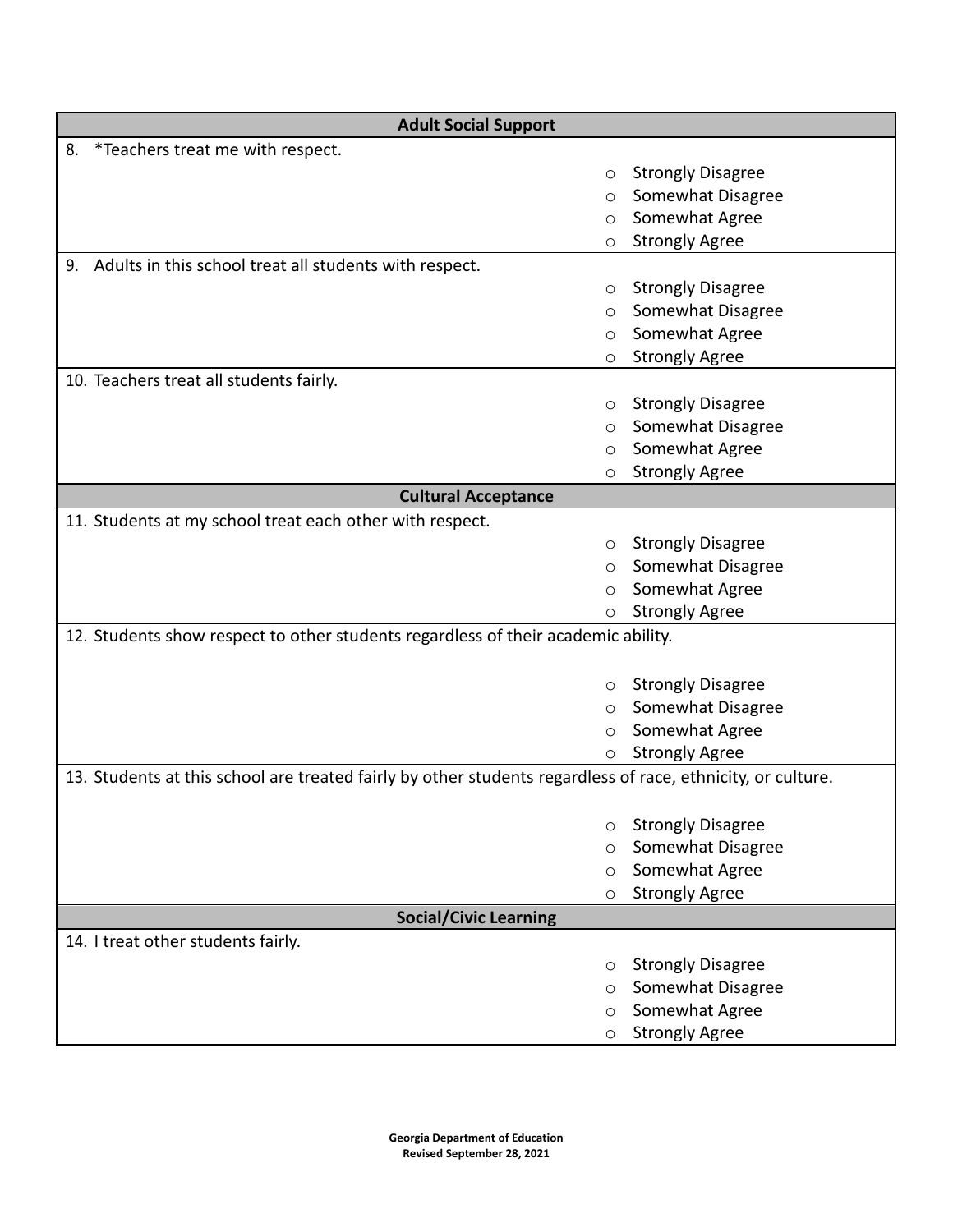## Adult Social Support

8. *Teachers treat me with respect.
   - ○ Strongly Disagree
   - ○ Somewhat Disagree
   - ○ Somewhat Agree
   - ○ Strongly Agree

9. Adults in this school treat all students with respect.
   - ○ Strongly Disagree
   - ○ Somewhat Disagree
   - ○ Somewhat Agree
   - ○ Strongly Agree

10. Teachers treat all students fairly.
   - ○ Strongly Disagree
   - ○ Somewhat Disagree
   - ○ Somewhat Agree
   - ○ Strongly Agree

## Cultural Acceptance

11. Students at my school treat each other with respect.
   - ○ Strongly Disagree
   - ○ Somewhat Disagree
   - ○ Somewhat Agree
   - ○ Strongly Agree

12. Students show respect to other students regardless of their academic ability.
   - ○ Strongly Disagree
   - ○ Somewhat Disagree
   - ○ Somewhat Agree
   - ○ Strongly Agree

13. Students at this school are treated fairly by other students regardless of race, ethnicity, or culture.
   - ○ Strongly Disagree
   - ○ Somewhat Disagree
   - ○ Somewhat Agree
   - ○ Strongly Agree

## Social/Civic Learning

14. I treat other students fairly.
   - ○ Strongly Disagree
   - ○ Somewhat Disagree
   - ○ Somewhat Agree
   - ○ Strongly Agree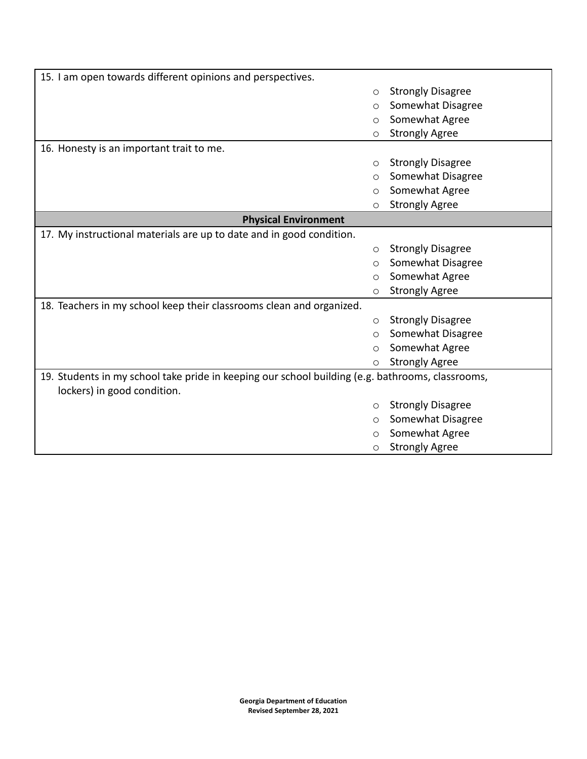15. I am open towards different opinions and perspectives.

- ○ Strongly Disagree
- ○ Somewhat Disagree
- ○ Somewhat Agree
- ○ Strongly Agree

16. Honesty is an important trait to me.

- ○ Strongly Disagree
- ○ Somewhat Disagree
- ○ Somewhat Agree
- ○ Strongly Agree

**Physical Environment**

17. My instructional materials are up to date and in good condition.

- ○ Strongly Disagree
- ○ Somewhat Disagree
- ○ Somewhat Agree
- ○ Strongly Agree

18. Teachers in my school keep their classrooms clean and organized.

- ○ Strongly Disagree
- ○ Somewhat Disagree
- ○ Somewhat Agree
- ○ Strongly Agree

19. Students in my school take pride in keeping our school building (e.g. bathrooms, classrooms, lockers) in good condition.

- ○ Strongly Disagree
- ○ Somewhat Disagree
- ○ Somewhat Agree
- ○ Strongly Agree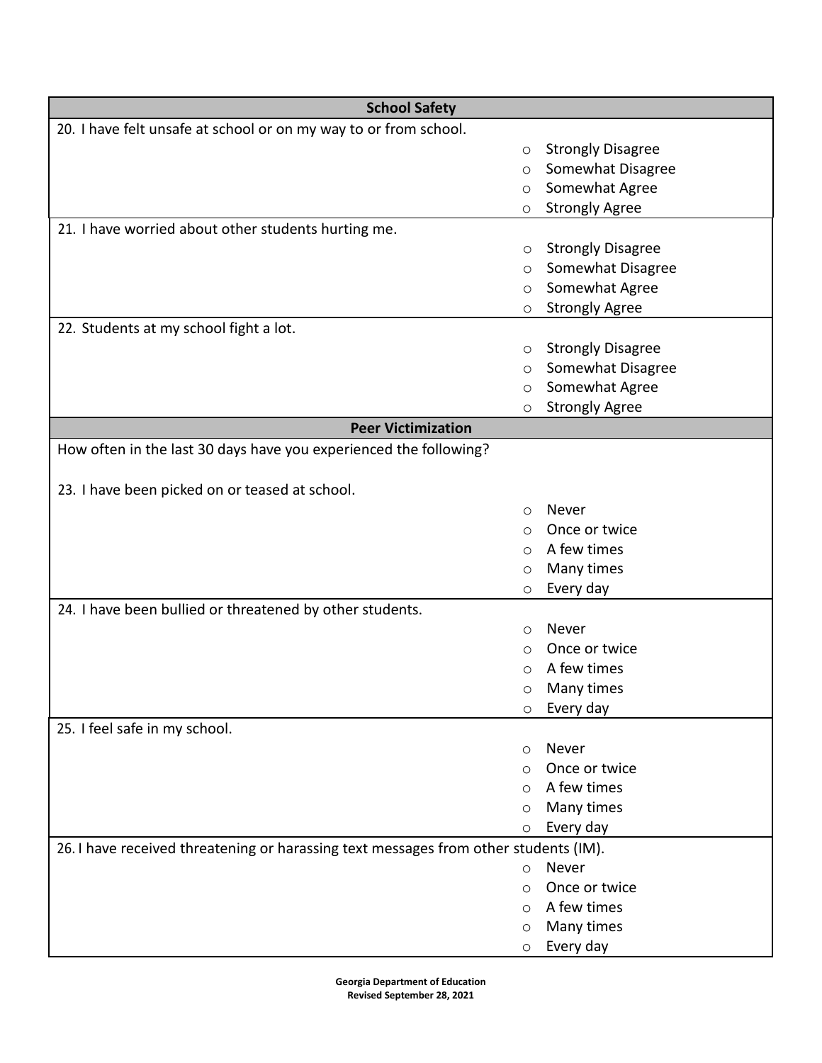| School Safety | |
|---|---|
| 20. I have felt unsafe at school or on my way to or from school. | ○ Strongly Disagree<br>○ Somewhat Disagree<br>○ Somewhat Agree<br>○ Strongly Agree |
| 21. I have worried about other students hurting me. | ○ Strongly Disagree<br>○ Somewhat Disagree<br>○ Somewhat Agree<br>○ Strongly Agree |
| 22. Students at my school fight a lot. | ○ Strongly Disagree<br>○ Somewhat Disagree<br>○ Somewhat Agree<br>○ Strongly Agree |
| **Peer Victimization** | |
| How often in the last 30 days have you experienced the following? | |
| 23. I have been picked on or teased at school. | ○ Never<br>○ Once or twice<br>○ A few times<br>○ Many times<br>○ Every day |
| 24. I have been bullied or threatened by other students. | ○ Never<br>○ Once or twice<br>○ A few times<br>○ Many times<br>○ Every day |
| 25. I feel safe in my school. | ○ Never<br>○ Once or twice<br>○ A few times<br>○ Many times<br>○ Every day |
| 26. I have received threatening or harassing text messages from other students (IM). | ○ Never<br>○ Once or twice<br>○ A few times<br>○ Many times<br>○ Every day |

**Georgia Department of Education**
**Revised September 28, 2021**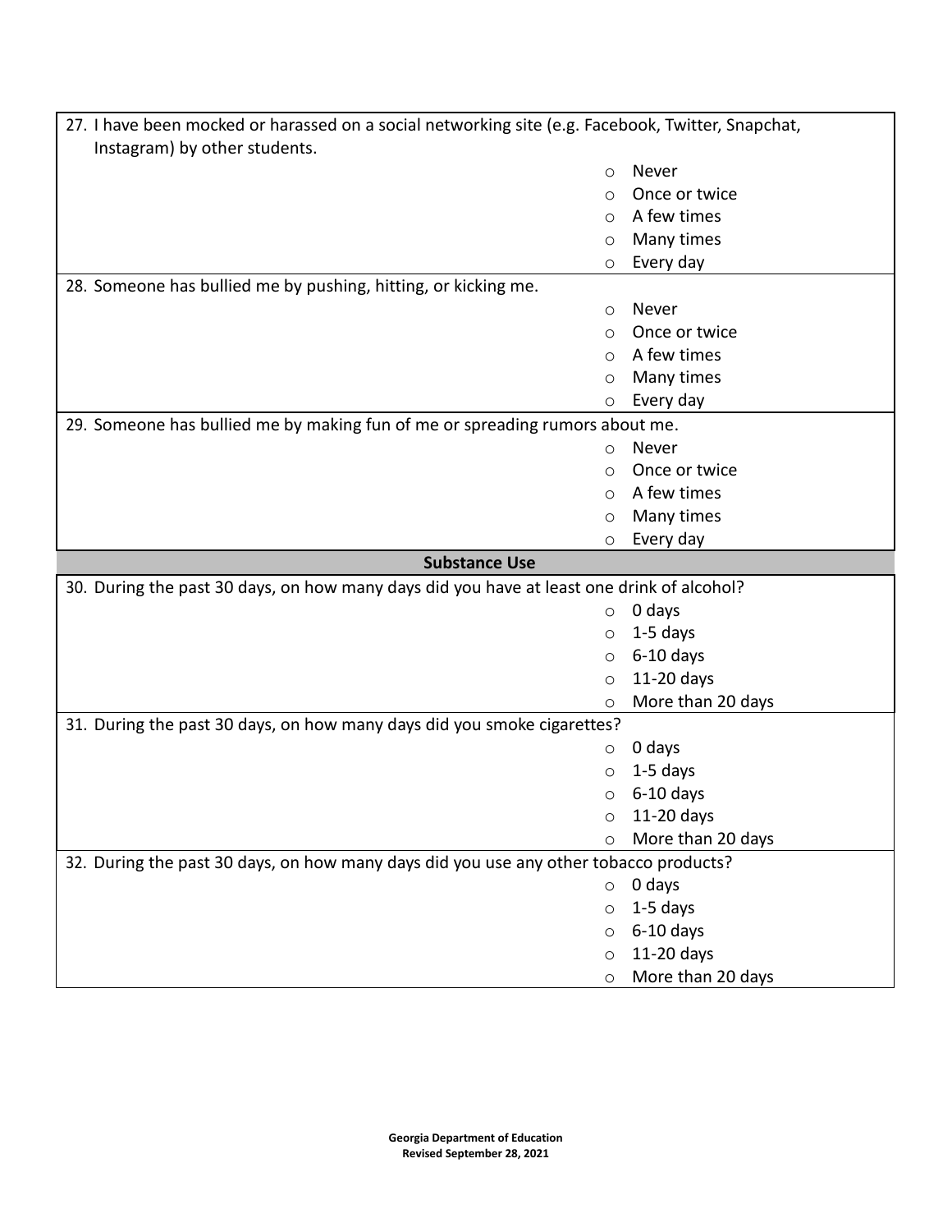27. I have been mocked or harassed on a social networking site (e.g. Facebook, Twitter, Snapchat, Instagram) by other students.

   - Never
   - Once or twice
   - A few times
   - Many times
   - Every day

28. Someone has bullied me by pushing, hitting, or kicking me.

   - Never
   - Once or twice
   - A few times
   - Many times
   - Every day

29. Someone has bullied me by making fun of me or spreading rumors about me.

   - Never
   - Once or twice
   - A few times
   - Many times
   - Every day

## Substance Use

30. During the past 30 days, on how many days did you have at least one drink of alcohol?

   - 0 days
   - 1-5 days
   - 6-10 days
   - 11-20 days
   - More than 20 days

31. During the past 30 days, on how many days did you smoke cigarettes?

   - 0 days
   - 1-5 days
   - 6-10 days
   - 11-20 days
   - More than 20 days

32. During the past 30 days, on how many days did you use any other tobacco products?

   - 0 days
   - 1-5 days
   - 6-10 days
   - 11-20 days
   - More than 20 days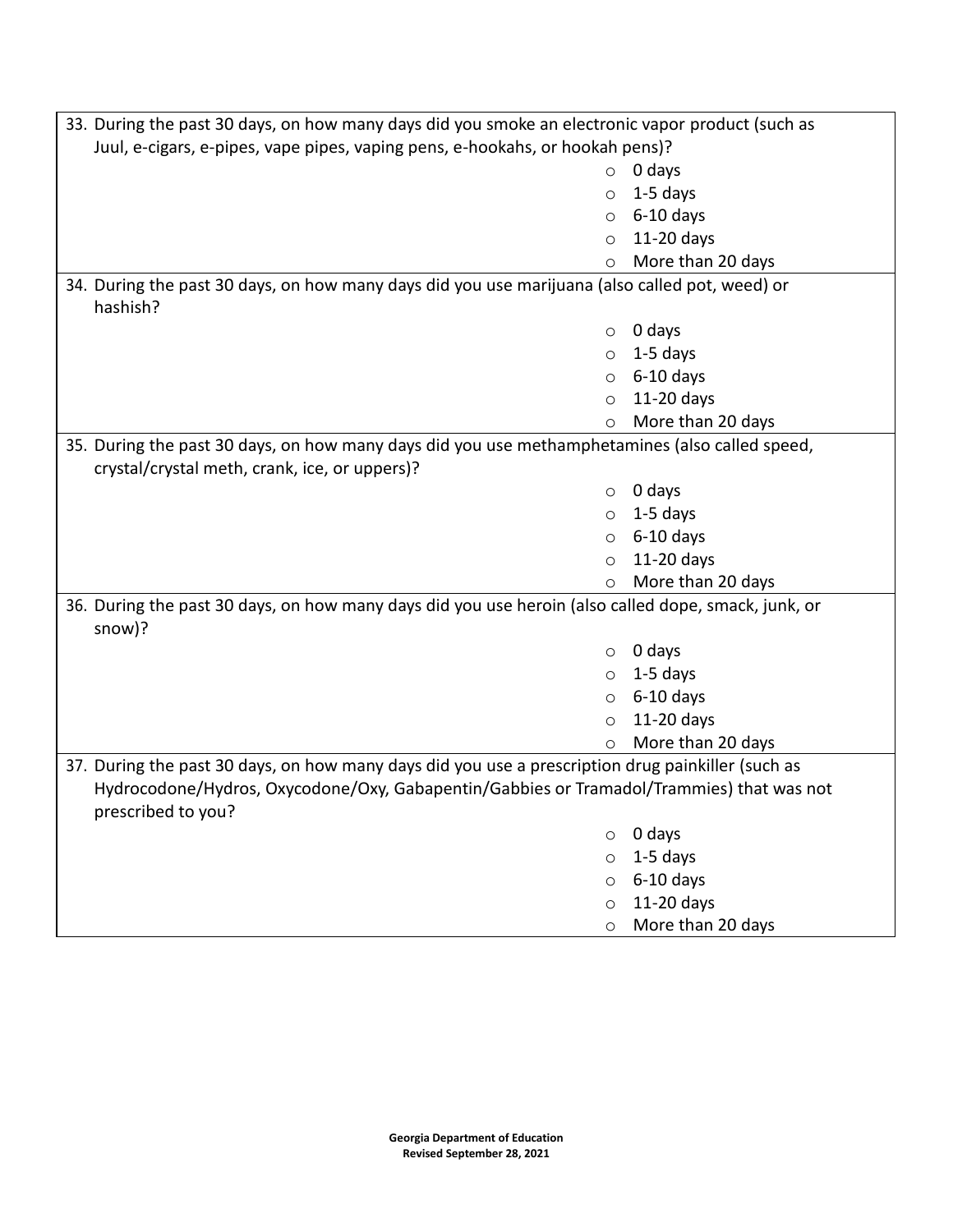33. During the past 30 days, on how many days did you smoke an electronic vapor product (such as Juul, e-cigars, e-pipes, vape pipes, vaping pens, e-hookahs, or hookah pens)?
    - 0 days
    - 1-5 days
    - 6-10 days
    - 11-20 days
    - More than 20 days

34. During the past 30 days, on how many days did you use marijuana (also called pot, weed) or hashish?
    - 0 days
    - 1-5 days
    - 6-10 days
    - 11-20 days
    - More than 20 days

35. During the past 30 days, on how many days did you use methamphetamines (also called speed, crystal/crystal meth, crank, ice, or uppers)?
    - 0 days
    - 1-5 days
    - 6-10 days
    - 11-20 days
    - More than 20 days

36. During the past 30 days, on how many days did you use heroin (also called dope, smack, junk, or snow)?
    - 0 days
    - 1-5 days
    - 6-10 days
    - 11-20 days
    - More than 20 days

37. During the past 30 days, on how many days did you use a prescription drug painkiller (such as Hydrocodone/Hydros, Oxycodone/Oxy, Gabapentin/Gabbies or Tramadol/Trammies) that was not prescribed to you?
    - 0 days
    - 1-5 days
    - 6-10 days
    - 11-20 days
    - More than 20 days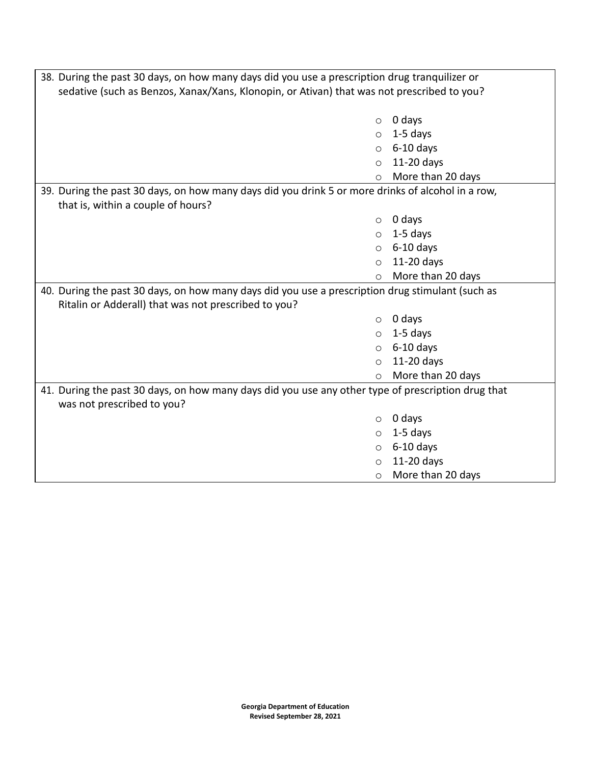38. During the past 30 days, on how many days did you use a prescription drug tranquilizer or sedative (such as Benzos, Xanax/Xans, Klonopin, or Ativan) that was not prescribed to you?

   - 0 days
   - 1-5 days
   - 6-10 days
   - 11-20 days
   - More than 20 days

39. During the past 30 days, on how many days did you drink 5 or more drinks of alcohol in a row, that is, within a couple of hours?

   - 0 days
   - 1-5 days
   - 6-10 days
   - 11-20 days
   - More than 20 days

40. During the past 30 days, on how many days did you use a prescription drug stimulant (such as Ritalin or Adderall) that was not prescribed to you?

   - 0 days
   - 1-5 days
   - 6-10 days
   - 11-20 days
   - More than 20 days

41. During the past 30 days, on how many days did you use any other type of prescription drug that was not prescribed to you?

   - 0 days
   - 1-5 days
   - 6-10 days
   - 11-20 days
   - More than 20 days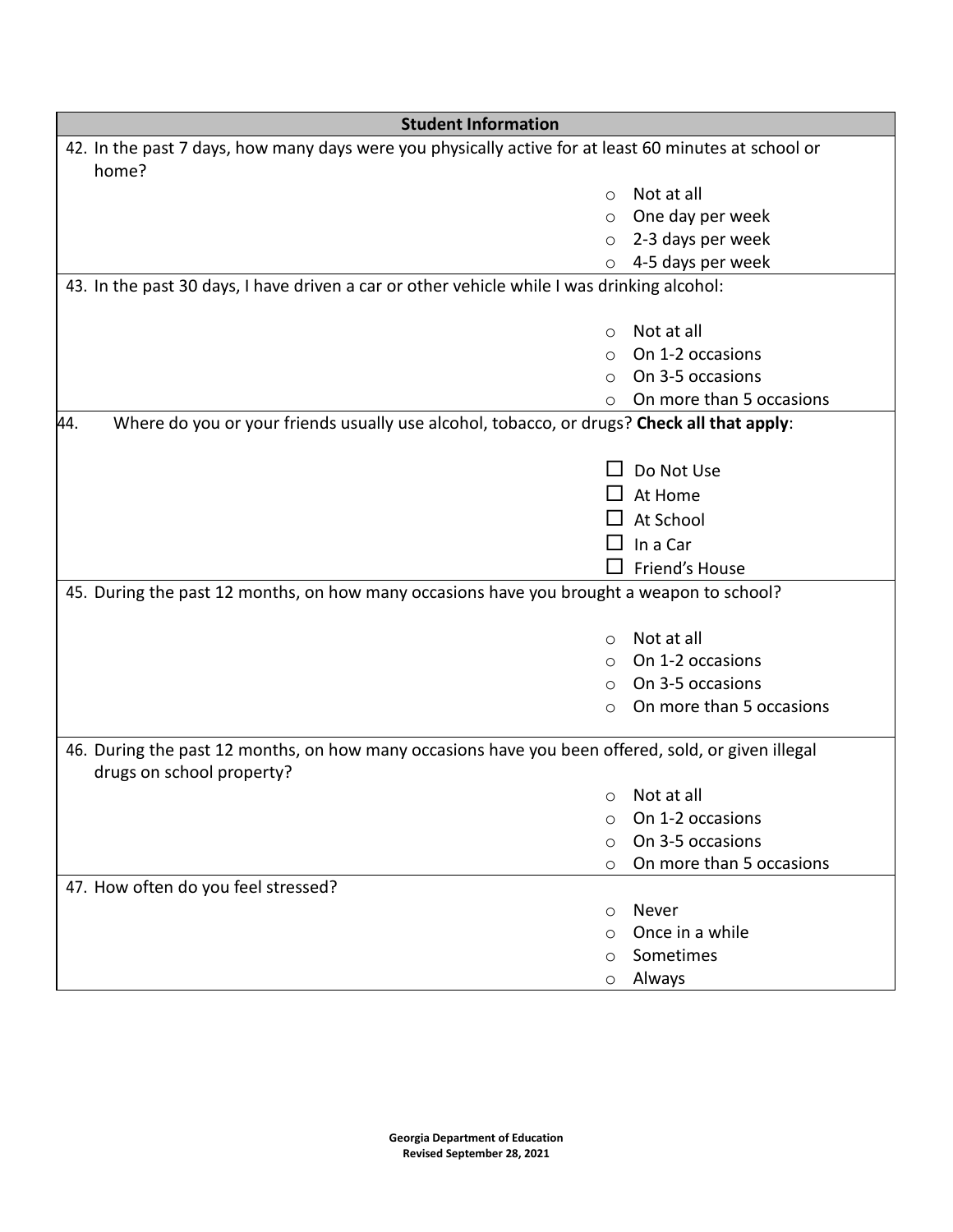## Student Information

42. In the past 7 days, how many days were you physically active for at least 60 minutes at school or home?

- ○ Not at all
- ○ One day per week
- ○ 2-3 days per week
- ○ 4-5 days per week

43. In the past 30 days, I have driven a car or other vehicle while I was drinking alcohol:

- ○ Not at all
- ○ On 1-2 occasions
- ○ On 3-5 occasions
- ○ On more than 5 occasions

44. Where do you or your friends usually use alcohol, tobacco, or drugs? **Check all that apply**:

- ☐ Do Not Use
- ☐ At Home
- ☐ At School
- ☐ In a Car
- ☐ Friend's House

45. During the past 12 months, on how many occasions have you brought a weapon to school?

- ○ Not at all
- ○ On 1-2 occasions
- ○ On 3-5 occasions
- ○ On more than 5 occasions

46. During the past 12 months, on how many occasions have you been offered, sold, or given illegal drugs on school property?

- ○ Not at all
- ○ On 1-2 occasions
- ○ On 3-5 occasions
- ○ On more than 5 occasions

47. How often do you feel stressed?

- ○ Never
- ○ Once in a while
- ○ Sometimes
- ○ Always

**Georgia Department of Education**
**Revised September 28, 2021**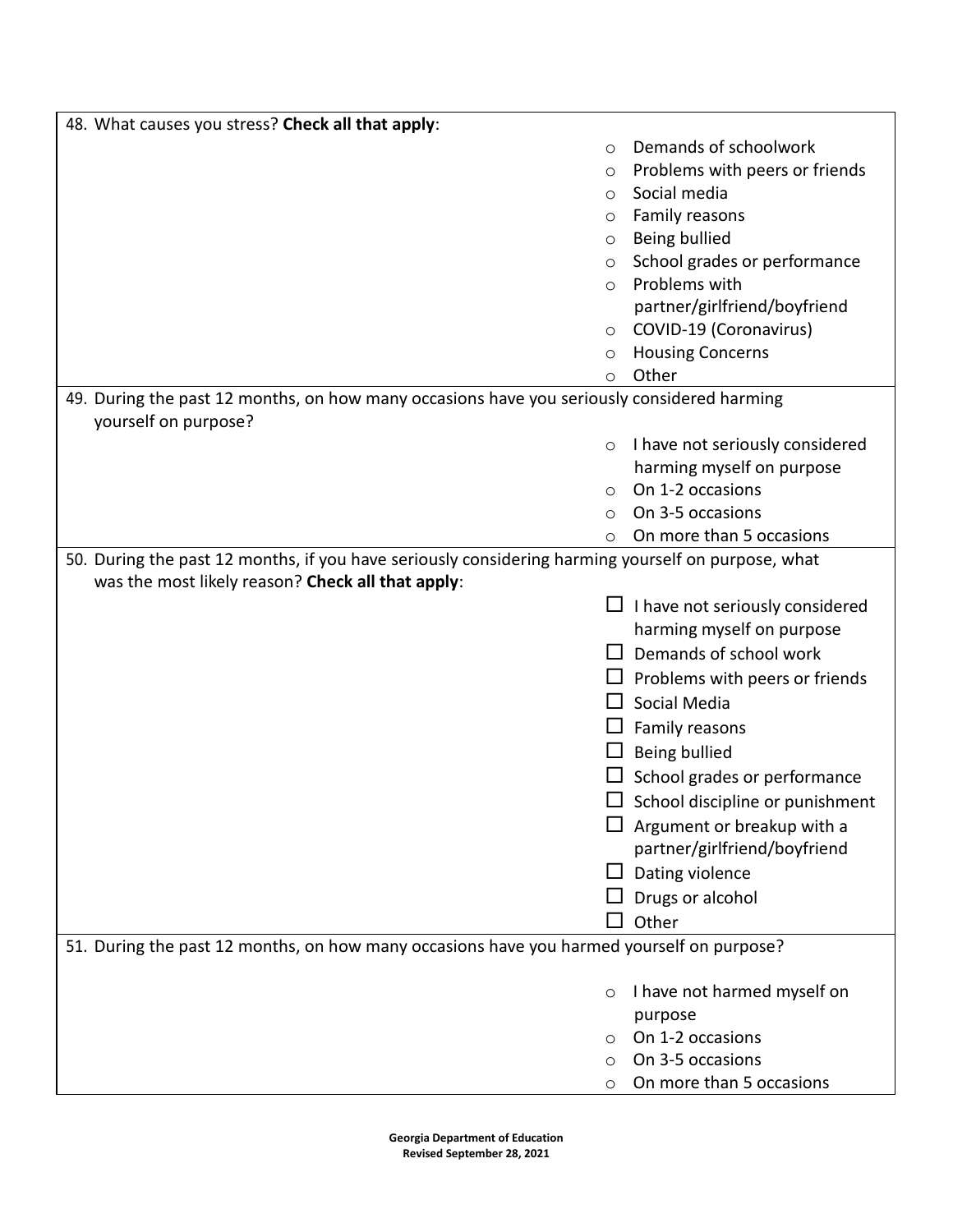48. What causes you stress? **Check all that apply**:

- ○ Demands of schoolwork
- ○ Problems with peers or friends
- ○ Social media
- ○ Family reasons
- ○ Being bullied
- ○ School grades or performance
- ○ Problems with partner/girlfriend/boyfriend
- ○ COVID-19 (Coronavirus)
- ○ Housing Concerns
- ○ Other

49. During the past 12 months, on how many occasions have you seriously considered harming yourself on purpose?

- ○ I have not seriously considered harming myself on purpose
- ○ On 1-2 occasions
- ○ On 3-5 occasions
- ○ On more than 5 occasions

50. During the past 12 months, if you have seriously considering harming yourself on purpose, what was the most likely reason? **Check all that apply**:

- ☐ I have not seriously considered harming myself on purpose
- ☐ Demands of school work
- ☐ Problems with peers or friends
- ☐ Social Media
- ☐ Family reasons
- ☐ Being bullied
- ☐ School grades or performance
- ☐ School discipline or punishment
- ☐ Argument or breakup with a partner/girlfriend/boyfriend
- ☐ Dating violence
- ☐ Drugs or alcohol
- ☐ Other

51. During the past 12 months, on how many occasions have you harmed yourself on purpose?

- ○ I have not harmed myself on purpose
- ○ On 1-2 occasions
- ○ On 3-5 occasions
- ○ On more than 5 occasions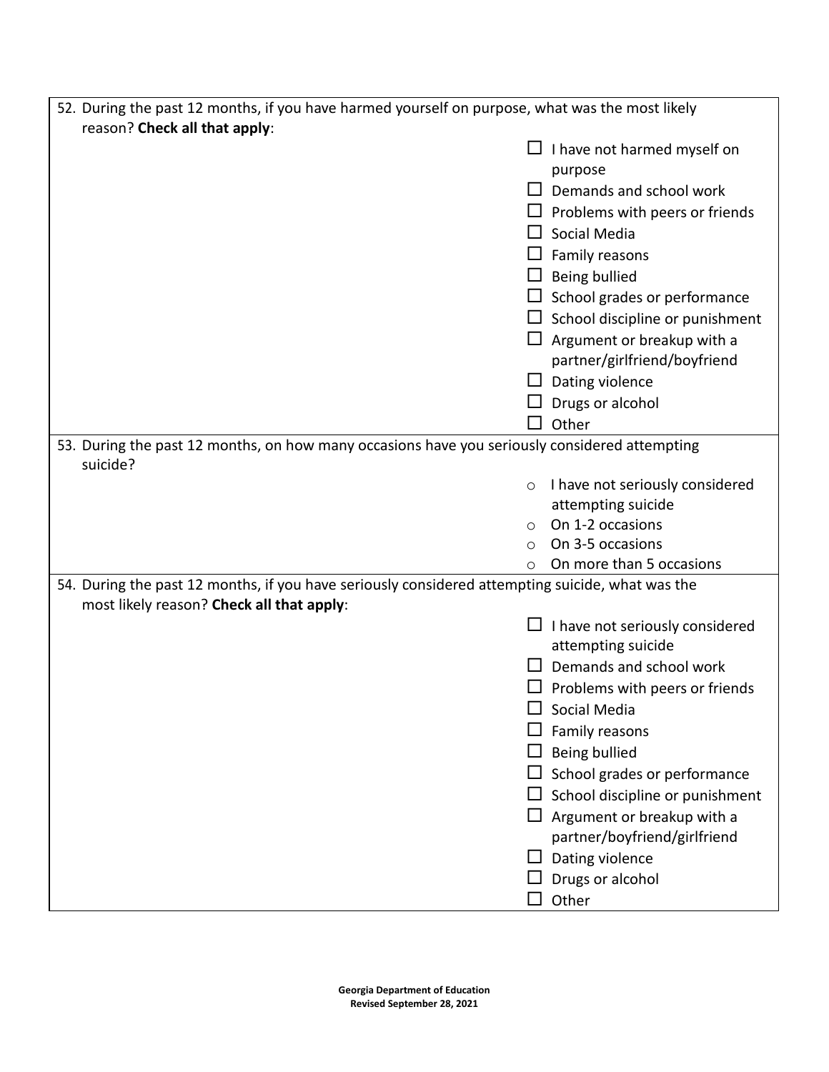52. During the past 12 months, if you have harmed yourself on purpose, what was the most likely reason? **Check all that apply**:

- ☐ I have not harmed myself on purpose
- ☐ Demands and school work
- ☐ Problems with peers or friends
- ☐ Social Media
- ☐ Family reasons
- ☐ Being bullied
- ☐ School grades or performance
- ☐ School discipline or punishment
- ☐ Argument or breakup with a partner/girlfriend/boyfriend
- ☐ Dating violence
- ☐ Drugs or alcohol
- ☐ Other

53. During the past 12 months, on how many occasions have you seriously considered attempting suicide?

- ○ I have not seriously considered attempting suicide
- ○ On 1-2 occasions
- ○ On 3-5 occasions
- ○ On more than 5 occasions

54. During the past 12 months, if you have seriously considered attempting suicide, what was the most likely reason? **Check all that apply**:

- ☐ I have not seriously considered attempting suicide
- ☐ Demands and school work
- ☐ Problems with peers or friends
- ☐ Social Media
- ☐ Family reasons
- ☐ Being bullied
- ☐ School grades or performance
- ☐ School discipline or punishment
- ☐ Argument or breakup with a partner/boyfriend/girlfriend
- ☐ Dating violence
- ☐ Drugs or alcohol
- ☐ Other

**Georgia Department of Education**
**Revised September 28, 2021**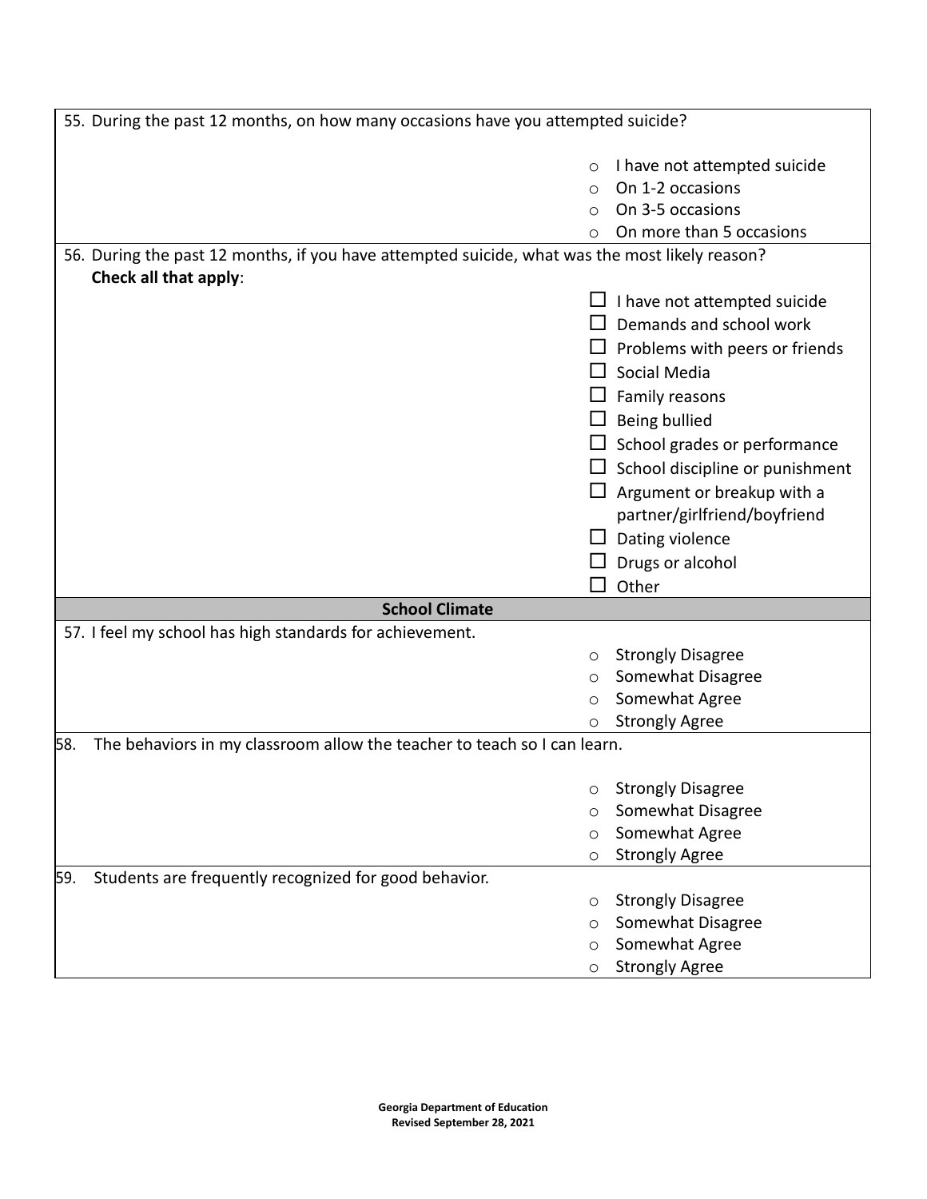55. During the past 12 months, on how many occasions have you attempted suicide?

- ○ I have not attempted suicide
- ○ On 1-2 occasions
- ○ On 3-5 occasions
- ○ On more than 5 occasions

56. During the past 12 months, if you have attempted suicide, what was the most likely reason? **Check all that apply**:

- ☐ I have not attempted suicide
- ☐ Demands and school work
- ☐ Problems with peers or friends
- ☐ Social Media
- ☐ Family reasons
- ☐ Being bullied
- ☐ School grades or performance
- ☐ School discipline or punishment
- ☐ Argument or breakup with a partner/girlfriend/boyfriend
- ☐ Dating violence
- ☐ Drugs or alcohol
- ☐ Other

## School Climate

57. I feel my school has high standards for achievement.

- ○ Strongly Disagree
- ○ Somewhat Disagree
- ○ Somewhat Agree
- ○ Strongly Agree

58. The behaviors in my classroom allow the teacher to teach so I can learn.

- ○ Strongly Disagree
- ○ Somewhat Disagree
- ○ Somewhat Agree
- ○ Strongly Agree

59. Students are frequently recognized for good behavior.

- ○ Strongly Disagree
- ○ Somewhat Disagree
- ○ Somewhat Agree
- ○ Strongly Agree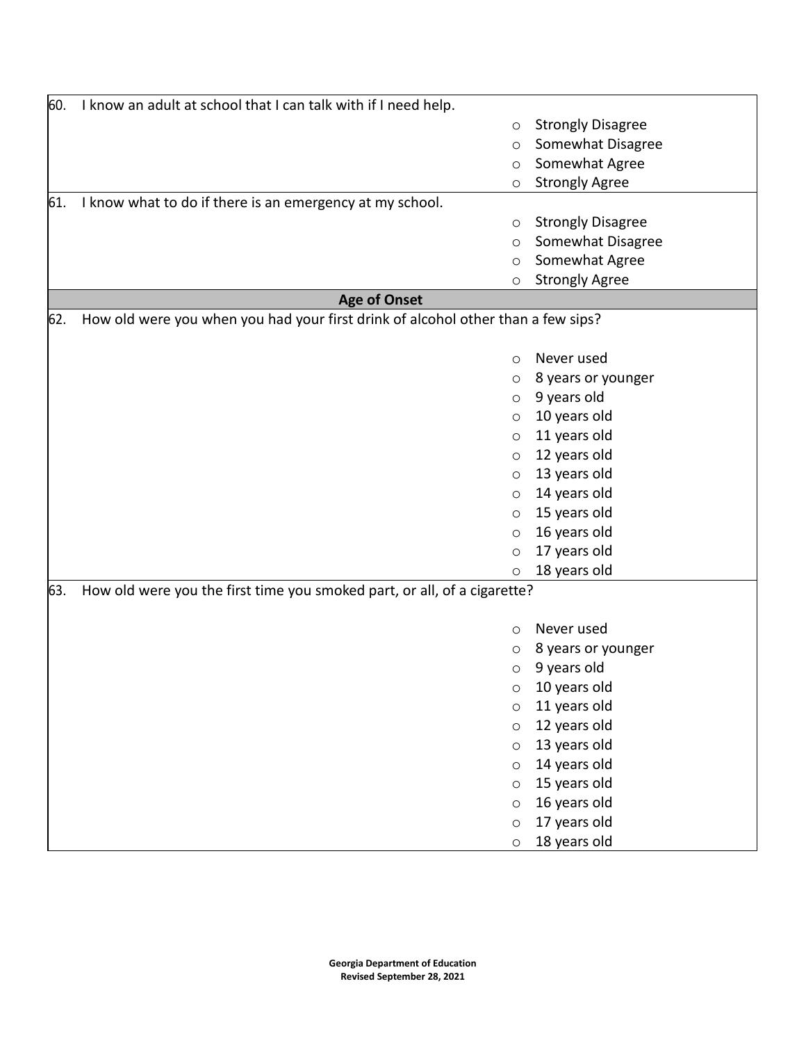60. I know an adult at school that I can talk with if I need help.

- ○ Strongly Disagree
- ○ Somewhat Disagree
- ○ Somewhat Agree
- ○ Strongly Agree

61. I know what to do if there is an emergency at my school.

- ○ Strongly Disagree
- ○ Somewhat Disagree
- ○ Somewhat Agree
- ○ Strongly Agree

## Age of Onset

62. How old were you when you had your first drink of alcohol other than a few sips?

- ○ Never used
- ○ 8 years or younger
- ○ 9 years old
- ○ 10 years old
- ○ 11 years old
- ○ 12 years old
- ○ 13 years old
- ○ 14 years old
- ○ 15 years old
- ○ 16 years old
- ○ 17 years old
- ○ 18 years old

63. How old were you the first time you smoked part, or all, of a cigarette?

- ○ Never used
- ○ 8 years or younger
- ○ 9 years old
- ○ 10 years old
- ○ 11 years old
- ○ 12 years old
- ○ 13 years old
- ○ 14 years old
- ○ 15 years old
- ○ 16 years old
- ○ 17 years old
- ○ 18 years old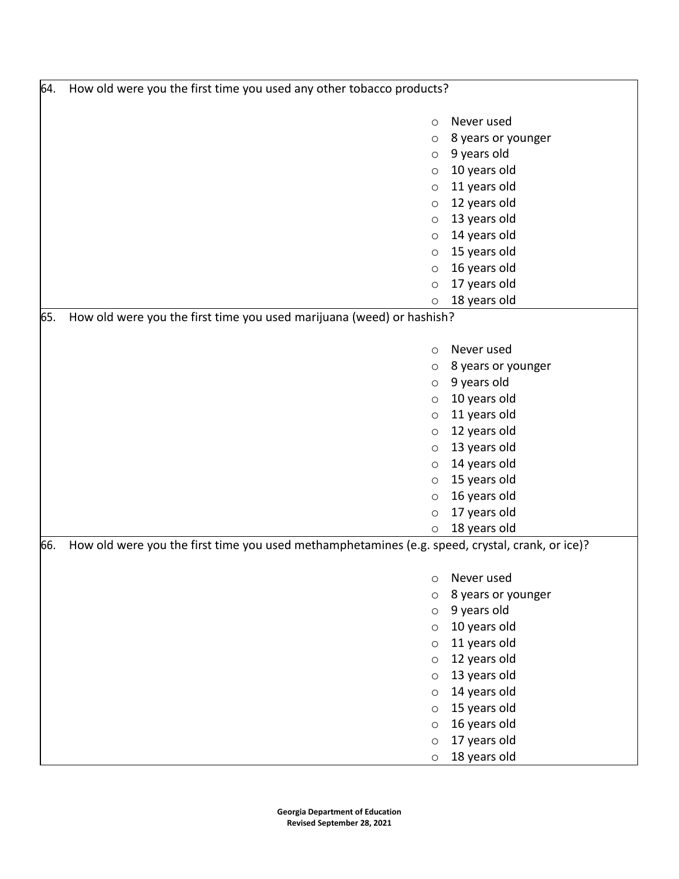64. How old were you the first time you used any other tobacco products?

- Never used
- 8 years or younger
- 9 years old
- 10 years old
- 11 years old
- 12 years old
- 13 years old
- 14 years old
- 15 years old
- 16 years old
- 17 years old
- 18 years old

65. How old were you the first time you used marijuana (weed) or hashish?

- Never used
- 8 years or younger
- 9 years old
- 10 years old
- 11 years old
- 12 years old
- 13 years old
- 14 years old
- 15 years old
- 16 years old
- 17 years old
- 18 years old

66. How old were you the first time you used methamphetamines (e.g. speed, crystal, crank, or ice)?

- Never used
- 8 years or younger
- 9 years old
- 10 years old
- 11 years old
- 12 years old
- 13 years old
- 14 years old
- 15 years old
- 16 years old
- 17 years old
- 18 years old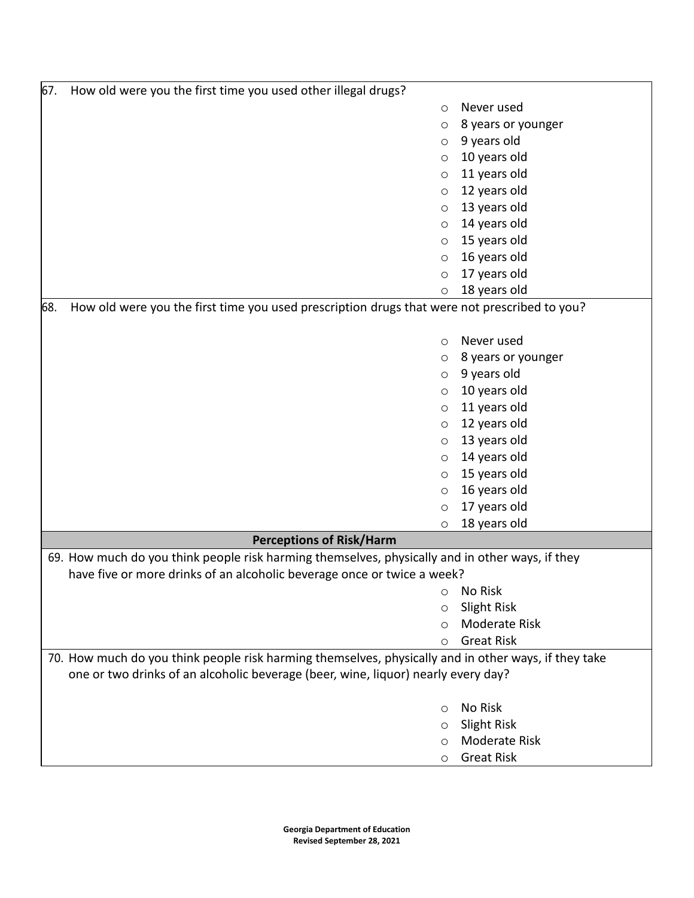67. How old were you the first time you used other illegal drugs?

- Never used
- 8 years or younger
- 9 years old
- 10 years old
- 11 years old
- 12 years old
- 13 years old
- 14 years old
- 15 years old
- 16 years old
- 17 years old
- 18 years old

68. How old were you the first time you used prescription drugs that were not prescribed to you?

- Never used
- 8 years or younger
- 9 years old
- 10 years old
- 11 years old
- 12 years old
- 13 years old
- 14 years old
- 15 years old
- 16 years old
- 17 years old
- 18 years old

## Perceptions of Risk/Harm

69. How much do you think people risk harming themselves, physically and in other ways, if they have five or more drinks of an alcoholic beverage once or twice a week?

- No Risk
- Slight Risk
- Moderate Risk
- Great Risk

70. How much do you think people risk harming themselves, physically and in other ways, if they take one or two drinks of an alcoholic beverage (beer, wine, liquor) nearly every day?

- No Risk
- Slight Risk
- Moderate Risk
- Great Risk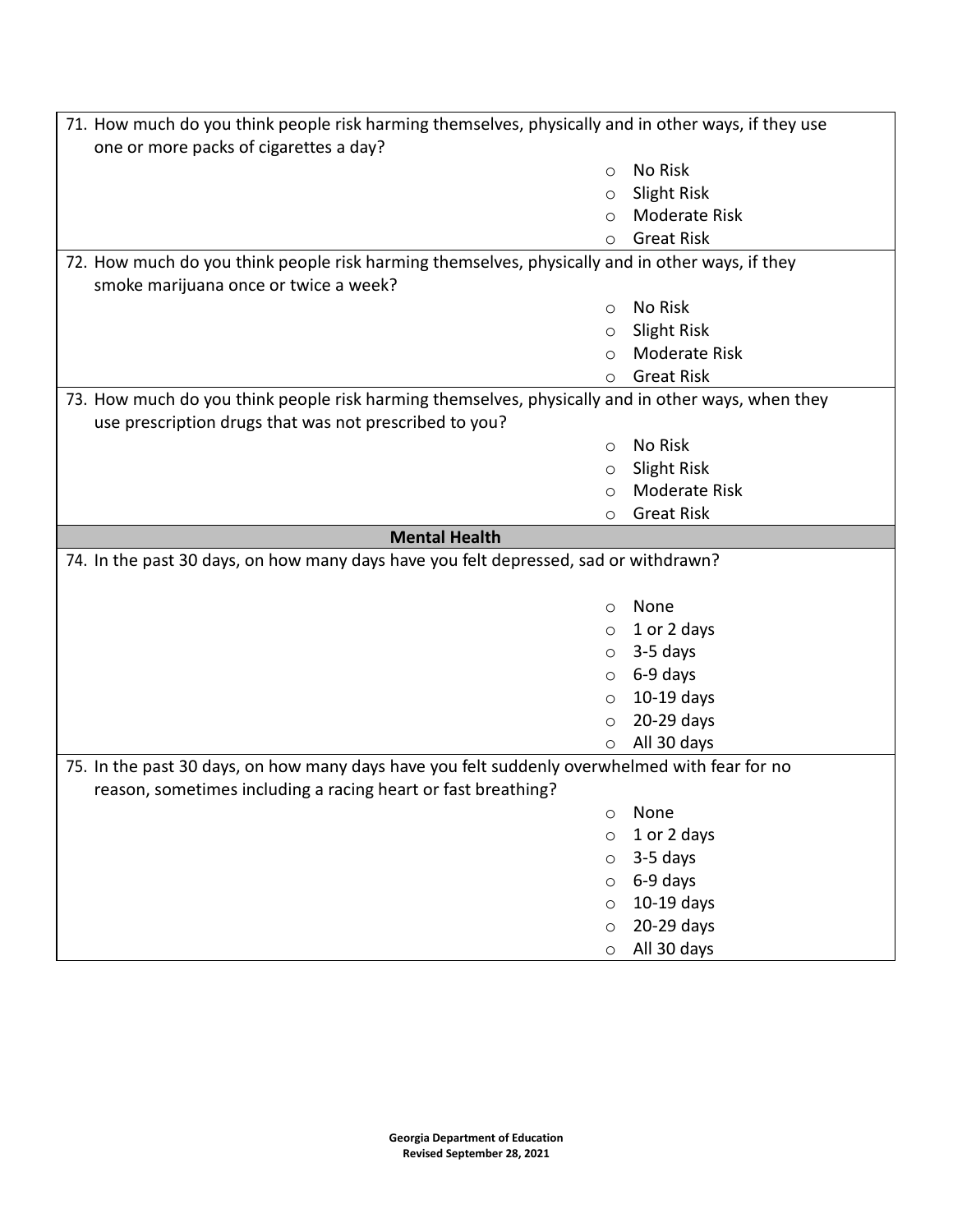71. How much do you think people risk harming themselves, physically and in other ways, if they use one or more packs of cigarettes a day?

   - No Risk
   - Slight Risk
   - Moderate Risk
   - Great Risk

72. How much do you think people risk harming themselves, physically and in other ways, if they smoke marijuana once or twice a week?

   - No Risk
   - Slight Risk
   - Moderate Risk
   - Great Risk

73. How much do you think people risk harming themselves, physically and in other ways, when they use prescription drugs that was not prescribed to you?

   - No Risk
   - Slight Risk
   - Moderate Risk
   - Great Risk

**Mental Health**

74. In the past 30 days, on how many days have you felt depressed, sad or withdrawn?

   - None
   - 1 or 2 days
   - 3-5 days
   - 6-9 days
   - 10-19 days
   - 20-29 days
   - All 30 days

75. In the past 30 days, on how many days have you felt suddenly overwhelmed with fear for no reason, sometimes including a racing heart or fast breathing?

   - None
   - 1 or 2 days
   - 3-5 days
   - 6-9 days
   - 10-19 days
   - 20-29 days
   - All 30 days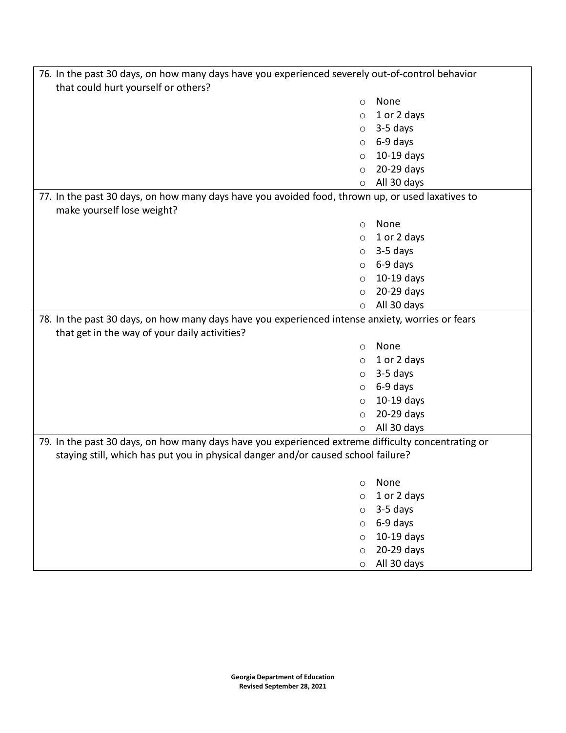76. In the past 30 days, on how many days have you experienced severely out-of-control behavior that could hurt yourself or others?
    - None
    - 1 or 2 days
    - 3-5 days
    - 6-9 days
    - 10-19 days
    - 20-29 days
    - All 30 days

77. In the past 30 days, on how many days have you avoided food, thrown up, or used laxatives to make yourself lose weight?
    - None
    - 1 or 2 days
    - 3-5 days
    - 6-9 days
    - 10-19 days
    - 20-29 days
    - All 30 days

78. In the past 30 days, on how many days have you experienced intense anxiety, worries or fears that get in the way of your daily activities?
    - None
    - 1 or 2 days
    - 3-5 days
    - 6-9 days
    - 10-19 days
    - 20-29 days
    - All 30 days

79. In the past 30 days, on how many days have you experienced extreme difficulty concentrating or staying still, which has put you in physical danger and/or caused school failure?
    - None
    - 1 or 2 days
    - 3-5 days
    - 6-9 days
    - 10-19 days
    - 20-29 days
    - All 30 days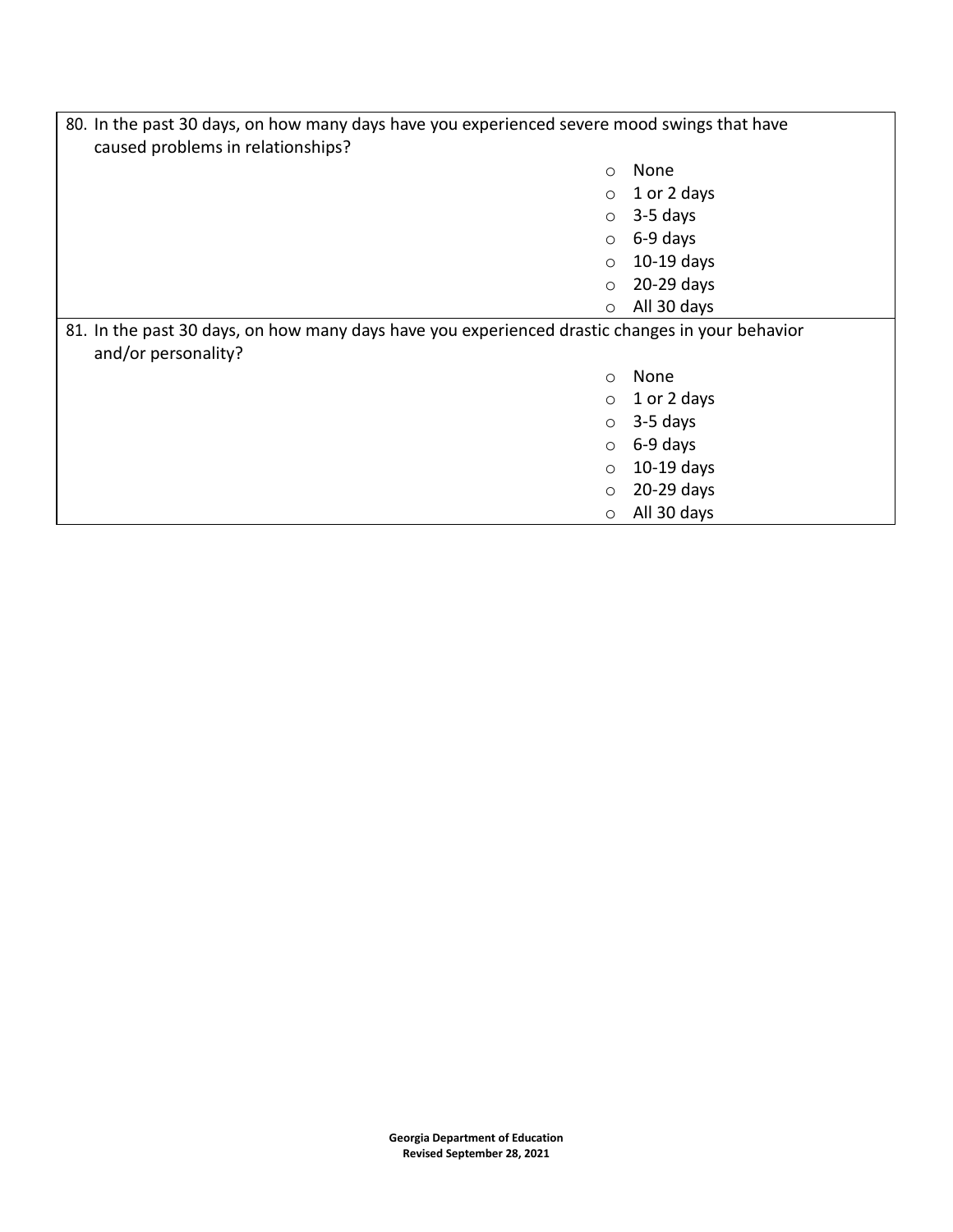80. In the past 30 days, on how many days have you experienced severe mood swings that have caused problems in relationships?

- None
- 1 or 2 days
- 3-5 days
- 6-9 days
- 10-19 days
- 20-29 days
- All 30 days

81. In the past 30 days, on how many days have you experienced drastic changes in your behavior and/or personality?

- None
- 1 or 2 days
- 3-5 days
- 6-9 days
- 10-19 days
- 20-29 days
- All 30 days